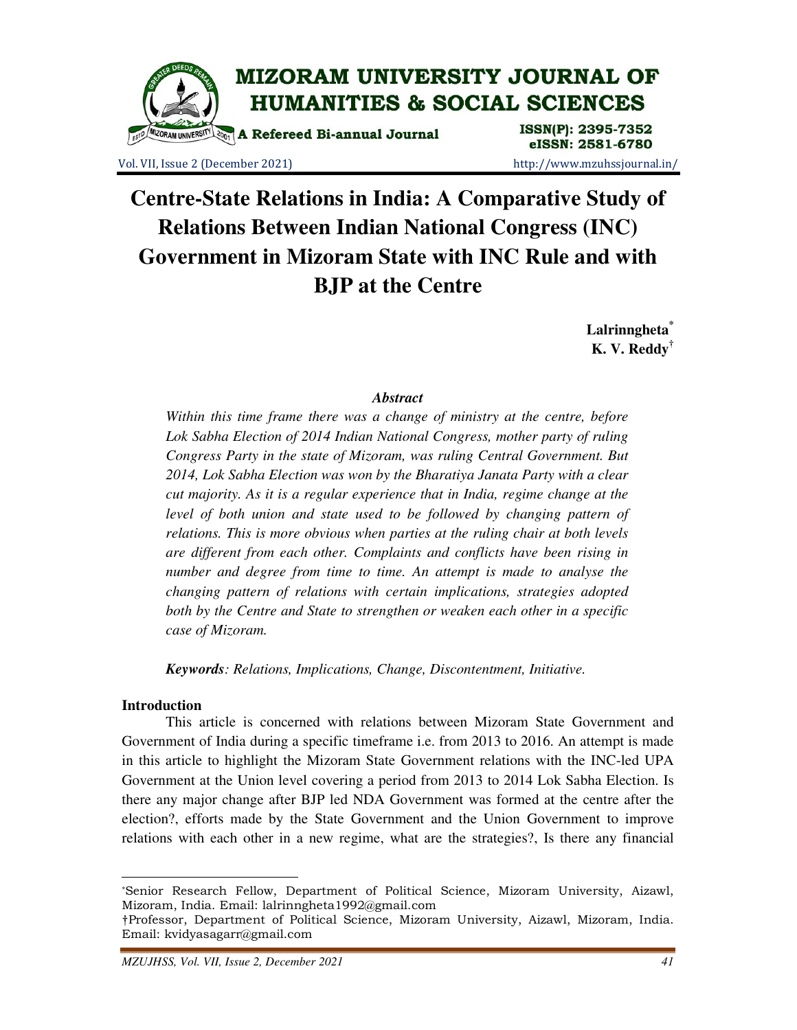# Centre-State Relations in India: A Comparative Study of Relations Between Indian National Congress (INC) Government in Mizoram State with INC Rule and with BJP at the Centre

**Lalrinngheta**[*]
**K. V. Reddy**[†]

### *Abstract*

*Within this time frame there was a change of ministry at the centre, before Lok Sabha Election of 2014 Indian National Congress, mother party of ruling Congress Party in the state of Mizoram, was ruling Central Government. But 2014, Lok Sabha Election was won by the Bharatiya Janata Party with a clear cut majority. As it is a regular experience that in India, regime change at the level of both union and state used to be followed by changing pattern of relations. This is more obvious when parties at the ruling chair at both levels are different from each other. Complaints and conflicts have been rising in number and degree from time to time. An attempt is made to analyse the changing pattern of relations with certain implications, strategies adopted both by the Centre and State to strengthen or weaken each other in a specific case of Mizoram.*

***Keywords**: Relations, Implications, Change, Discontentment, Initiative.*

## Introduction

This article is concerned with relations between Mizoram State Government and Government of India during a specific timeframe i.e. from 2013 to 2016. An attempt is made in this article to highlight the Mizoram State Government relations with the INC-led UPA Government at the Union level covering a period from 2013 to 2014 Lok Sabha Election. Is there any major change after BJP led NDA Government was formed at the centre after the election?, efforts made by the State Government and the Union Government to improve relations with each other in a new regime, what are the strategies?, Is there any financial

---

[*]Senior Research Fellow, Department of Political Science, Mizoram University, Aizawl, Mizoram, India. Email: lalrinngheta1992@gmail.com

[†]Professor, Department of Political Science, Mizoram University, Aizawl, Mizoram, India. Email: kvidyasagarr@gmail.com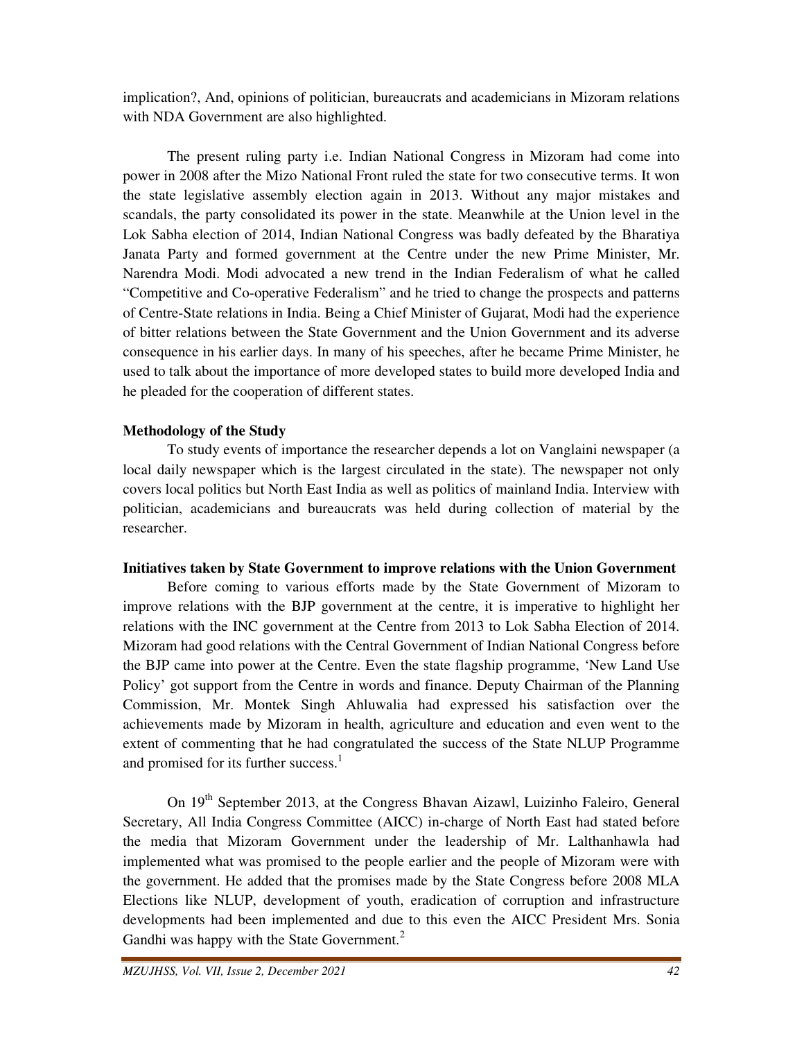implication?, And, opinions of politician, bureaucrats and academicians in Mizoram relations with NDA Government are also highlighted.

The present ruling party i.e. Indian National Congress in Mizoram had come into power in 2008 after the Mizo National Front ruled the state for two consecutive terms. It won the state legislative assembly election again in 2013. Without any major mistakes and scandals, the party consolidated its power in the state. Meanwhile at the Union level in the Lok Sabha election of 2014, Indian National Congress was badly defeated by the Bharatiya Janata Party and formed government at the Centre under the new Prime Minister, Mr. Narendra Modi. Modi advocated a new trend in the Indian Federalism of what he called "Competitive and Co-operative Federalism" and he tried to change the prospects and patterns of Centre-State relations in India. Being a Chief Minister of Gujarat, Modi had the experience of bitter relations between the State Government and the Union Government and its adverse consequence in his earlier days. In many of his speeches, after he became Prime Minister, he used to talk about the importance of more developed states to build more developed India and he pleaded for the cooperation of different states.

**Methodology of the Study**

To study events of importance the researcher depends a lot on Vanglaini newspaper (a local daily newspaper which is the largest circulated in the state). The newspaper not only covers local politics but North East India as well as politics of mainland India. Interview with politician, academicians and bureaucrats was held during collection of material by the researcher.

**Initiatives taken by State Government to improve relations with the Union Government**

Before coming to various efforts made by the State Government of Mizoram to improve relations with the BJP government at the centre, it is imperative to highlight her relations with the INC government at the Centre from 2013 to Lok Sabha Election of 2014. Mizoram had good relations with the Central Government of Indian National Congress before the BJP came into power at the Centre. Even the state flagship programme, 'New Land Use Policy' got support from the Centre in words and finance. Deputy Chairman of the Planning Commission, Mr. Montek Singh Ahluwalia had expressed his satisfaction over the achievements made by Mizoram in health, agriculture and education and even went to the extent of commenting that he had congratulated the success of the State NLUP Programme and promised for its further success.[1]

On 19th September 2013, at the Congress Bhavan Aizawl, Luizinho Faleiro, General Secretary, All India Congress Committee (AICC) in-charge of North East had stated before the media that Mizoram Government under the leadership of Mr. Lalthanhawla had implemented what was promised to the people earlier and the people of Mizoram were with the government. He added that the promises made by the State Congress before 2008 MLA Elections like NLUP, development of youth, eradication of corruption and infrastructure developments had been implemented and due to this even the AICC President Mrs. Sonia Gandhi was happy with the State Government.[2]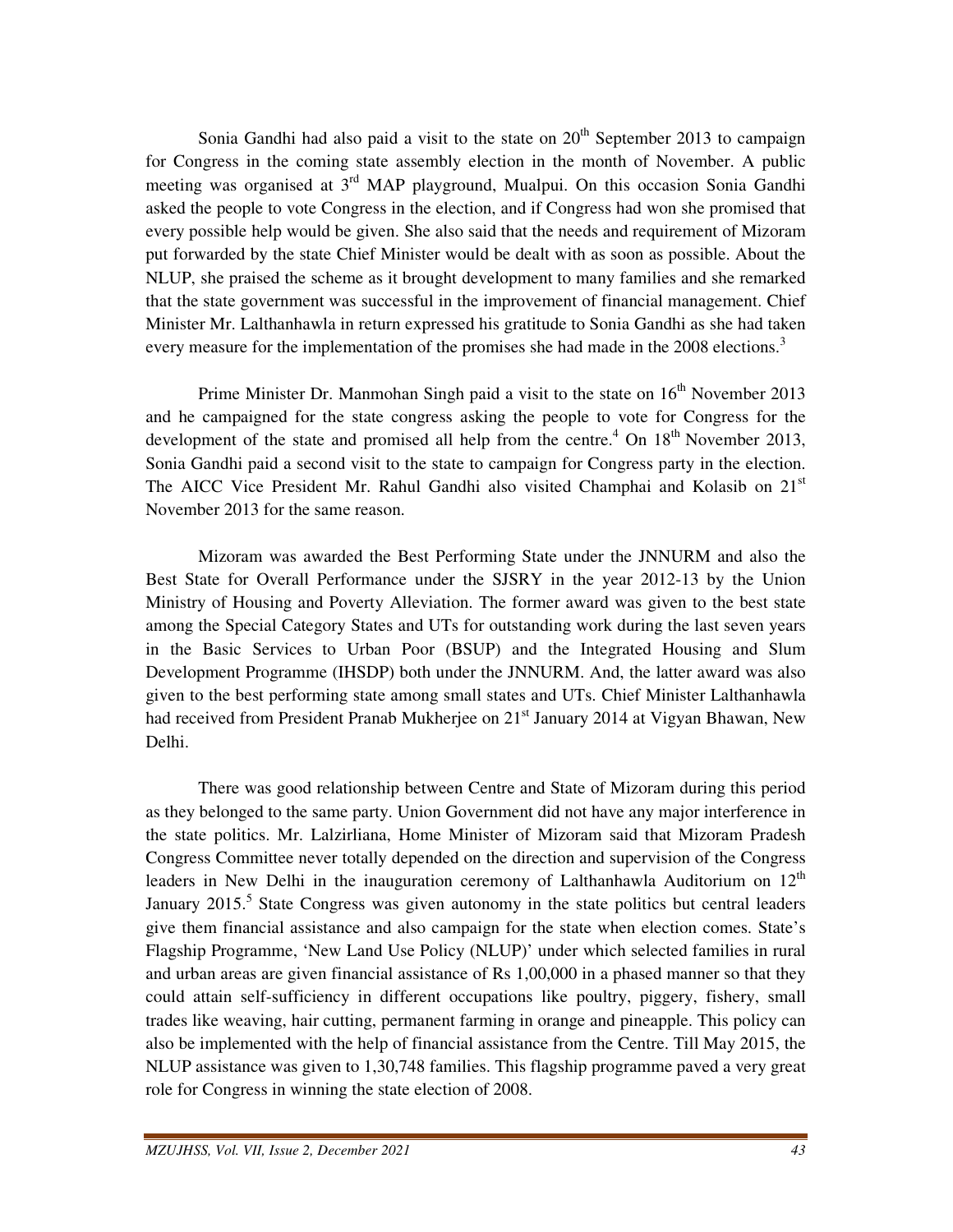Sonia Gandhi had also paid a visit to the state on 20th September 2013 to campaign for Congress in the coming state assembly election in the month of November. A public meeting was organised at 3rd MAP playground, Mualpui. On this occasion Sonia Gandhi asked the people to vote Congress in the election, and if Congress had won she promised that every possible help would be given. She also said that the needs and requirement of Mizoram put forwarded by the state Chief Minister would be dealt with as soon as possible. About the NLUP, she praised the scheme as it brought development to many families and she remarked that the state government was successful in the improvement of financial management. Chief Minister Mr. Lalthanhawla in return expressed his gratitude to Sonia Gandhi as she had taken every measure for the implementation of the promises she had made in the 2008 elections.[3]

Prime Minister Dr. Manmohan Singh paid a visit to the state on 16th November 2013 and he campaigned for the state congress asking the people to vote for Congress for the development of the state and promised all help from the centre.[4] On 18th November 2013, Sonia Gandhi paid a second visit to the state to campaign for Congress party in the election. The AICC Vice President Mr. Rahul Gandhi also visited Champhai and Kolasib on 21st November 2013 for the same reason.

Mizoram was awarded the Best Performing State under the JNNURM and also the Best State for Overall Performance under the SJSRY in the year 2012-13 by the Union Ministry of Housing and Poverty Alleviation. The former award was given to the best state among the Special Category States and UTs for outstanding work during the last seven years in the Basic Services to Urban Poor (BSUP) and the Integrated Housing and Slum Development Programme (IHSDP) both under the JNNURM. And, the latter award was also given to the best performing state among small states and UTs. Chief Minister Lalthanhawla had received from President Pranab Mukherjee on 21st January 2014 at Vigyan Bhawan, New Delhi.

There was good relationship between Centre and State of Mizoram during this period as they belonged to the same party. Union Government did not have any major interference in the state politics. Mr. Lalzirliana, Home Minister of Mizoram said that Mizoram Pradesh Congress Committee never totally depended on the direction and supervision of the Congress leaders in New Delhi in the inauguration ceremony of Lalthanhawla Auditorium on 12th January 2015.[5] State Congress was given autonomy in the state politics but central leaders give them financial assistance and also campaign for the state when election comes. State's Flagship Programme, 'New Land Use Policy (NLUP)' under which selected families in rural and urban areas are given financial assistance of Rs 1,00,000 in a phased manner so that they could attain self-sufficiency in different occupations like poultry, piggery, fishery, small trades like weaving, hair cutting, permanent farming in orange and pineapple. This policy can also be implemented with the help of financial assistance from the Centre. Till May 2015, the NLUP assistance was given to 1,30,748 families. This flagship programme paved a very great role for Congress in winning the state election of 2008.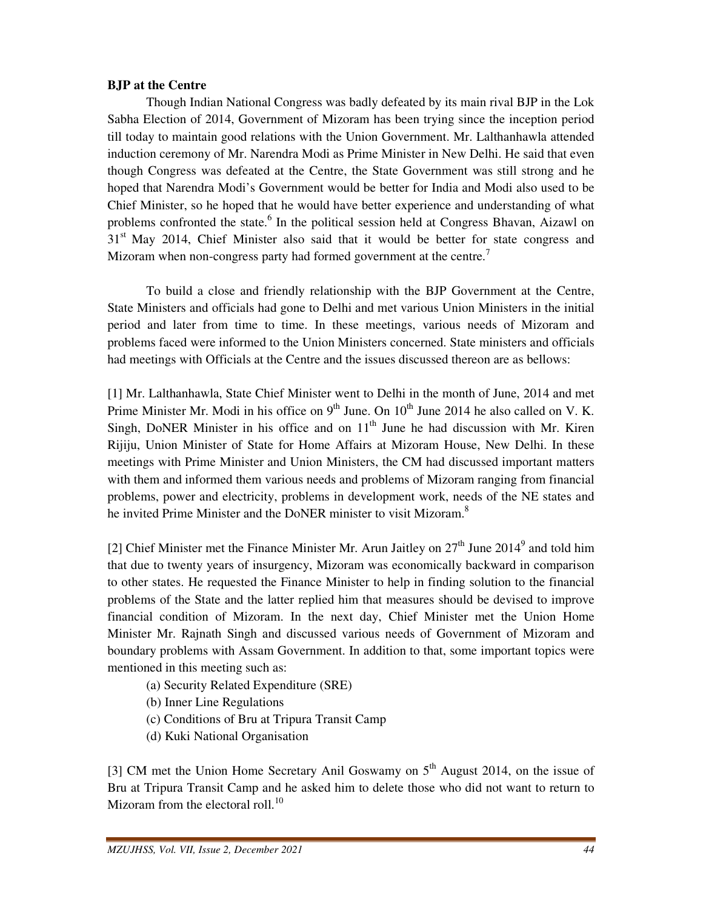**BJP at the Centre**

Though Indian National Congress was badly defeated by its main rival BJP in the Lok Sabha Election of 2014, Government of Mizoram has been trying since the inception period till today to maintain good relations with the Union Government. Mr. Lalthanhawla attended induction ceremony of Mr. Narendra Modi as Prime Minister in New Delhi. He said that even though Congress was defeated at the Centre, the State Government was still strong and he hoped that Narendra Modi's Government would be better for India and Modi also used to be Chief Minister, so he hoped that he would have better experience and understanding of what problems confronted the state.[6] In the political session held at Congress Bhavan, Aizawl on 31st May 2014, Chief Minister also said that it would be better for state congress and Mizoram when non-congress party had formed government at the centre.[7]

To build a close and friendly relationship with the BJP Government at the Centre, State Ministers and officials had gone to Delhi and met various Union Ministers in the initial period and later from time to time. In these meetings, various needs of Mizoram and problems faced were informed to the Union Ministers concerned. State ministers and officials had meetings with Officials at the Centre and the issues discussed thereon are as bellows:

[1] Mr. Lalthanhawla, State Chief Minister went to Delhi in the month of June, 2014 and met Prime Minister Mr. Modi in his office on 9th June. On 10th June 2014 he also called on V. K. Singh, DoNER Minister in his office and on 11th June he had discussion with Mr. Kiren Rijiju, Union Minister of State for Home Affairs at Mizoram House, New Delhi. In these meetings with Prime Minister and Union Ministers, the CM had discussed important matters with them and informed them various needs and problems of Mizoram ranging from financial problems, power and electricity, problems in development work, needs of the NE states and he invited Prime Minister and the DoNER minister to visit Mizoram.[8]

[2] Chief Minister met the Finance Minister Mr. Arun Jaitley on 27th June 2014[9] and told him that due to twenty years of insurgency, Mizoram was economically backward in comparison to other states. He requested the Finance Minister to help in finding solution to the financial problems of the State and the latter replied him that measures should be devised to improve financial condition of Mizoram. In the next day, Chief Minister met the Union Home Minister Mr. Rajnath Singh and discussed various needs of Government of Mizoram and boundary problems with Assam Government. In addition to that, some important topics were mentioned in this meeting such as:

(a) Security Related Expenditure (SRE)
(b) Inner Line Regulations
(c) Conditions of Bru at Tripura Transit Camp
(d) Kuki National Organisation

[3] CM met the Union Home Secretary Anil Goswamy on 5th August 2014, on the issue of Bru at Tripura Transit Camp and he asked him to delete those who did not want to return to Mizoram from the electoral roll.[10]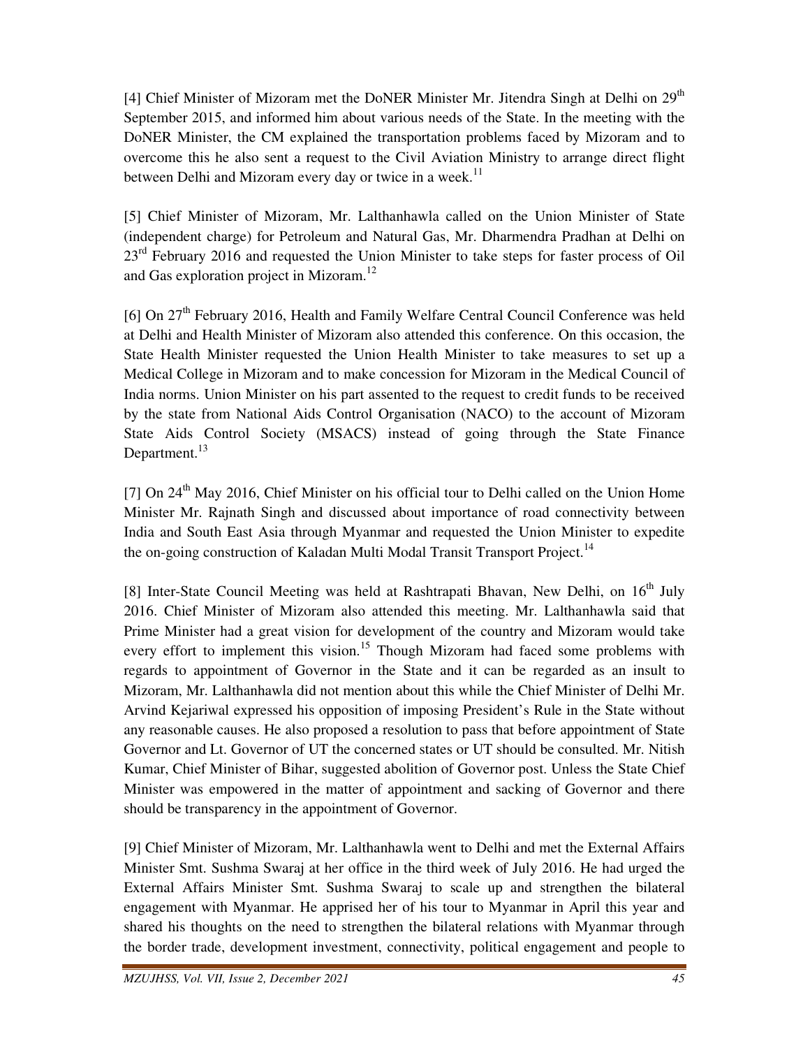[4] Chief Minister of Mizoram met the DoNER Minister Mr. Jitendra Singh at Delhi on 29th September 2015, and informed him about various needs of the State. In the meeting with the DoNER Minister, the CM explained the transportation problems faced by Mizoram and to overcome this he also sent a request to the Civil Aviation Ministry to arrange direct flight between Delhi and Mizoram every day or twice in a week.[11]

[5] Chief Minister of Mizoram, Mr. Lalthanhawla called on the Union Minister of State (independent charge) for Petroleum and Natural Gas, Mr. Dharmendra Pradhan at Delhi on 23rd February 2016 and requested the Union Minister to take steps for faster process of Oil and Gas exploration project in Mizoram.[12]

[6] On 27th February 2016, Health and Family Welfare Central Council Conference was held at Delhi and Health Minister of Mizoram also attended this conference. On this occasion, the State Health Minister requested the Union Health Minister to take measures to set up a Medical College in Mizoram and to make concession for Mizoram in the Medical Council of India norms. Union Minister on his part assented to the request to credit funds to be received by the state from National Aids Control Organisation (NACO) to the account of Mizoram State Aids Control Society (MSACS) instead of going through the State Finance Department.[13]

[7] On 24th May 2016, Chief Minister on his official tour to Delhi called on the Union Home Minister Mr. Rajnath Singh and discussed about importance of road connectivity between India and South East Asia through Myanmar and requested the Union Minister to expedite the on-going construction of Kaladan Multi Modal Transit Transport Project.[14]

[8] Inter-State Council Meeting was held at Rashtrapati Bhavan, New Delhi, on 16th July 2016. Chief Minister of Mizoram also attended this meeting. Mr. Lalthanhawla said that Prime Minister had a great vision for development of the country and Mizoram would take every effort to implement this vision.[15] Though Mizoram had faced some problems with regards to appointment of Governor in the State and it can be regarded as an insult to Mizoram, Mr. Lalthanhawla did not mention about this while the Chief Minister of Delhi Mr. Arvind Kejariwal expressed his opposition of imposing President's Rule in the State without any reasonable causes. He also proposed a resolution to pass that before appointment of State Governor and Lt. Governor of UT the concerned states or UT should be consulted. Mr. Nitish Kumar, Chief Minister of Bihar, suggested abolition of Governor post. Unless the State Chief Minister was empowered in the matter of appointment and sacking of Governor and there should be transparency in the appointment of Governor.

[9] Chief Minister of Mizoram, Mr. Lalthanhawla went to Delhi and met the External Affairs Minister Smt. Sushma Swaraj at her office in the third week of July 2016. He had urged the External Affairs Minister Smt. Sushma Swaraj to scale up and strengthen the bilateral engagement with Myanmar. He apprised her of his tour to Myanmar in April this year and shared his thoughts on the need to strengthen the bilateral relations with Myanmar through the border trade, development investment, connectivity, political engagement and people to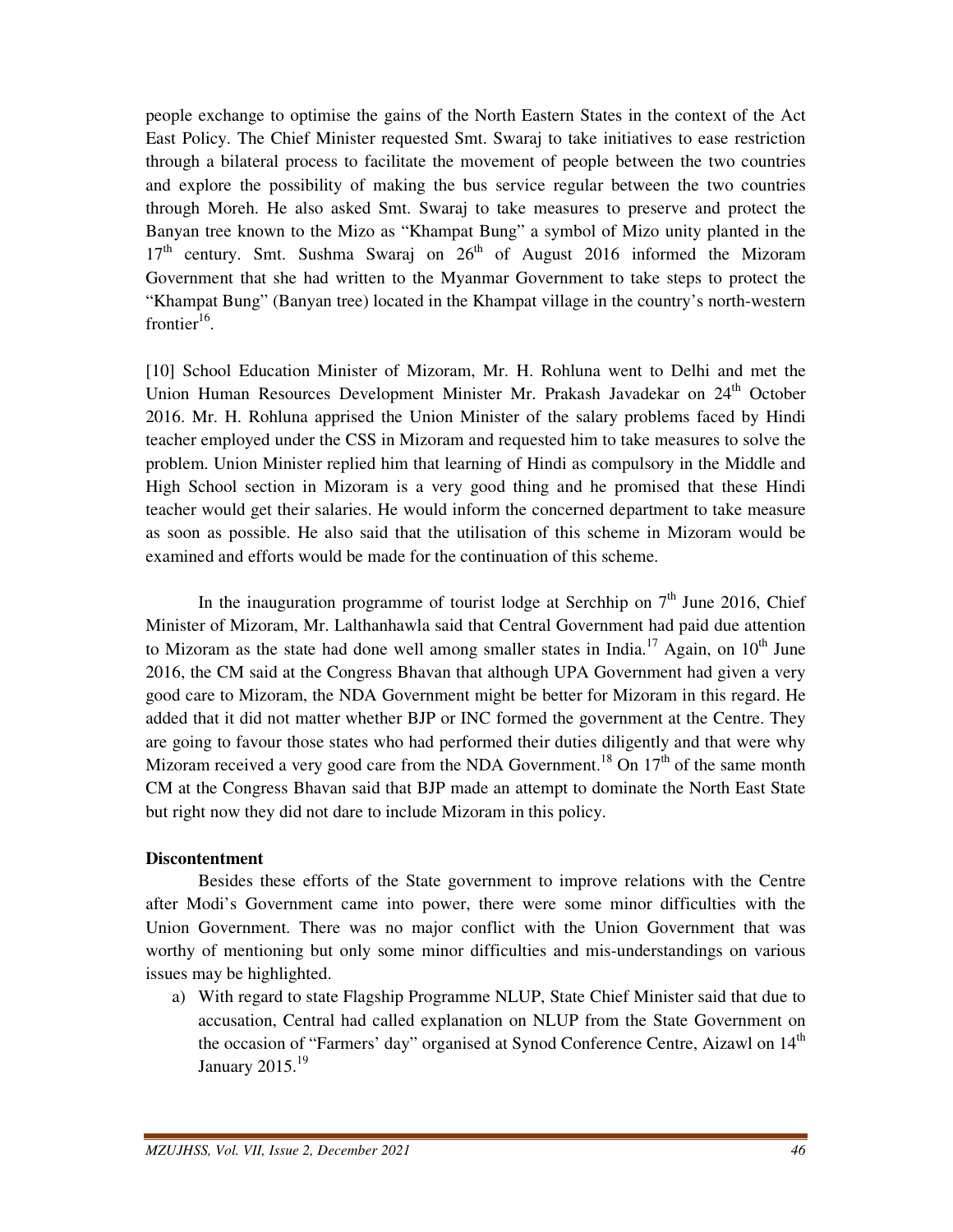people exchange to optimise the gains of the North Eastern States in the context of the Act East Policy. The Chief Minister requested Smt. Swaraj to take initiatives to ease restriction through a bilateral process to facilitate the movement of people between the two countries and explore the possibility of making the bus service regular between the two countries through Moreh. He also asked Smt. Swaraj to take measures to preserve and protect the Banyan tree known to the Mizo as "Khampat Bung" a symbol of Mizo unity planted in the 17th century. Smt. Sushma Swaraj on 26th of August 2016 informed the Mizoram Government that she had written to the Myanmar Government to take steps to protect the "Khampat Bung" (Banyan tree) located in the Khampat village in the country's north-western frontier[16].

[10] School Education Minister of Mizoram, Mr. H. Rohluna went to Delhi and met the Union Human Resources Development Minister Mr. Prakash Javadekar on 24th October 2016. Mr. H. Rohluna apprised the Union Minister of the salary problems faced by Hindi teacher employed under the CSS in Mizoram and requested him to take measures to solve the problem. Union Minister replied him that learning of Hindi as compulsory in the Middle and High School section in Mizoram is a very good thing and he promised that these Hindi teacher would get their salaries. He would inform the concerned department to take measure as soon as possible. He also said that the utilisation of this scheme in Mizoram would be examined and efforts would be made for the continuation of this scheme.

In the inauguration programme of tourist lodge at Serchhip on 7th June 2016, Chief Minister of Mizoram, Mr. Lalthanhawla said that Central Government had paid due attention to Mizoram as the state had done well among smaller states in India.[17] Again, on 10th June 2016, the CM said at the Congress Bhavan that although UPA Government had given a very good care to Mizoram, the NDA Government might be better for Mizoram in this regard. He added that it did not matter whether BJP or INC formed the government at the Centre. They are going to favour those states who had performed their duties diligently and that were why Mizoram received a very good care from the NDA Government.[18] On 17th of the same month CM at the Congress Bhavan said that BJP made an attempt to dominate the North East State but right now they did not dare to include Mizoram in this policy.

**Discontentment**

Besides these efforts of the State government to improve relations with the Centre after Modi's Government came into power, there were some minor difficulties with the Union Government. There was no major conflict with the Union Government that was worthy of mentioning but only some minor difficulties and mis-understandings on various issues may be highlighted.

a) With regard to state Flagship Programme NLUP, State Chief Minister said that due to accusation, Central had called explanation on NLUP from the State Government on the occasion of "Farmers' day" organised at Synod Conference Centre, Aizawl on 14th January 2015.[19]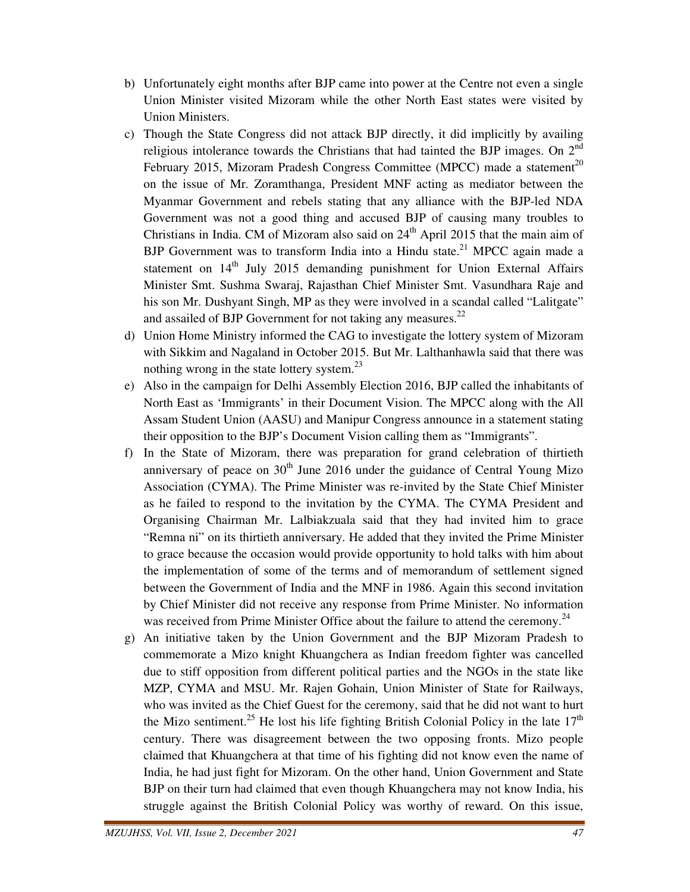b) Unfortunately eight months after BJP came into power at the Centre not even a single Union Minister visited Mizoram while the other North East states were visited by Union Ministers.

c) Though the State Congress did not attack BJP directly, it did implicitly by availing religious intolerance towards the Christians that had tainted the BJP images. On 2nd February 2015, Mizoram Pradesh Congress Committee (MPCC) made a statement[20] on the issue of Mr. Zoramthanga, President MNF acting as mediator between the Myanmar Government and rebels stating that any alliance with the BJP-led NDA Government was not a good thing and accused BJP of causing many troubles to Christians in India. CM of Mizoram also said on 24th April 2015 that the main aim of BJP Government was to transform India into a Hindu state.[21] MPCC again made a statement on 14th July 2015 demanding punishment for Union External Affairs Minister Smt. Sushma Swaraj, Rajasthan Chief Minister Smt. Vasundhara Raje and his son Mr. Dushyant Singh, MP as they were involved in a scandal called "Lalitgate" and assailed of BJP Government for not taking any measures.[22]

d) Union Home Ministry informed the CAG to investigate the lottery system of Mizoram with Sikkim and Nagaland in October 2015. But Mr. Lalthanhawla said that there was nothing wrong in the state lottery system.[23]

e) Also in the campaign for Delhi Assembly Election 2016, BJP called the inhabitants of North East as 'Immigrants' in their Document Vision. The MPCC along with the All Assam Student Union (AASU) and Manipur Congress announce in a statement stating their opposition to the BJP's Document Vision calling them as "Immigrants".

f) In the State of Mizoram, there was preparation for grand celebration of thirtieth anniversary of peace on 30th June 2016 under the guidance of Central Young Mizo Association (CYMA). The Prime Minister was re-invited by the State Chief Minister as he failed to respond to the invitation by the CYMA. The CYMA President and Organising Chairman Mr. Lalbiakzuala said that they had invited him to grace "Remna ni" on its thirtieth anniversary. He added that they invited the Prime Minister to grace because the occasion would provide opportunity to hold talks with him about the implementation of some of the terms and of memorandum of settlement signed between the Government of India and the MNF in 1986. Again this second invitation by Chief Minister did not receive any response from Prime Minister. No information was received from Prime Minister Office about the failure to attend the ceremony.[24]

g) An initiative taken by the Union Government and the BJP Mizoram Pradesh to commemorate a Mizo knight Khuangchera as Indian freedom fighter was cancelled due to stiff opposition from different political parties and the NGOs in the state like MZP, CYMA and MSU. Mr. Rajen Gohain, Union Minister of State for Railways, who was invited as the Chief Guest for the ceremony, said that he did not want to hurt the Mizo sentiment.[25] He lost his life fighting British Colonial Policy in the late 17th century. There was disagreement between the two opposing fronts. Mizo people claimed that Khuangchera at that time of his fighting did not know even the name of India, he had just fight for Mizoram. On the other hand, Union Government and State BJP on their turn had claimed that even though Khuangchera may not know India, his struggle against the British Colonial Policy was worthy of reward. On this issue,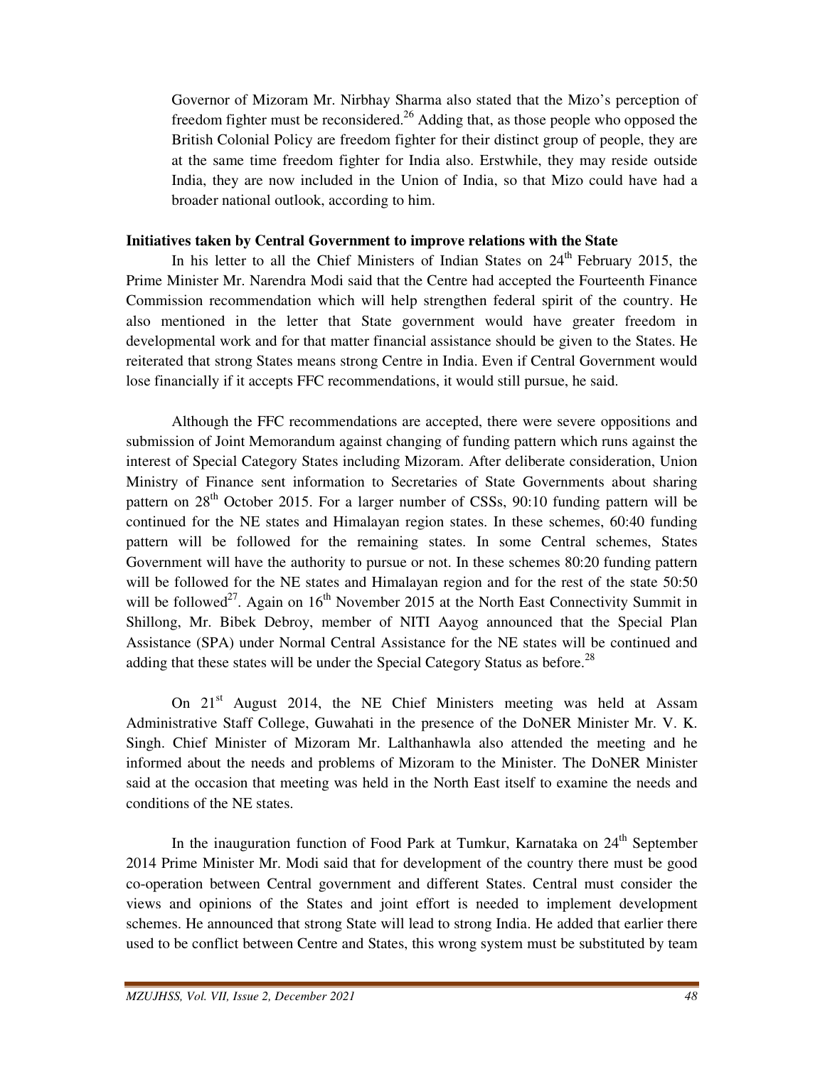Governor of Mizoram Mr. Nirbhay Sharma also stated that the Mizo's perception of freedom fighter must be reconsidered.[26] Adding that, as those people who opposed the British Colonial Policy are freedom fighter for their distinct group of people, they are at the same time freedom fighter for India also. Erstwhile, they may reside outside India, they are now included in the Union of India, so that Mizo could have had a broader national outlook, according to him.

**Initiatives taken by Central Government to improve relations with the State**

In his letter to all the Chief Ministers of Indian States on 24th February 2015, the Prime Minister Mr. Narendra Modi said that the Centre had accepted the Fourteenth Finance Commission recommendation which will help strengthen federal spirit of the country. He also mentioned in the letter that State government would have greater freedom in developmental work and for that matter financial assistance should be given to the States. He reiterated that strong States means strong Centre in India. Even if Central Government would lose financially if it accepts FFC recommendations, it would still pursue, he said.

Although the FFC recommendations are accepted, there were severe oppositions and submission of Joint Memorandum against changing of funding pattern which runs against the interest of Special Category States including Mizoram. After deliberate consideration, Union Ministry of Finance sent information to Secretaries of State Governments about sharing pattern on 28th October 2015. For a larger number of CSSs, 90:10 funding pattern will be continued for the NE states and Himalayan region states. In these schemes, 60:40 funding pattern will be followed for the remaining states. In some Central schemes, States Government will have the authority to pursue or not. In these schemes 80:20 funding pattern will be followed for the NE states and Himalayan region and for the rest of the state 50:50 will be followed[27]. Again on 16th November 2015 at the North East Connectivity Summit in Shillong, Mr. Bibek Debroy, member of NITI Aayog announced that the Special Plan Assistance (SPA) under Normal Central Assistance for the NE states will be continued and adding that these states will be under the Special Category Status as before.[28]

On 21st August 2014, the NE Chief Ministers meeting was held at Assam Administrative Staff College, Guwahati in the presence of the DoNER Minister Mr. V. K. Singh. Chief Minister of Mizoram Mr. Lalthanhawla also attended the meeting and he informed about the needs and problems of Mizoram to the Minister. The DoNER Minister said at the occasion that meeting was held in the North East itself to examine the needs and conditions of the NE states.

In the inauguration function of Food Park at Tumkur, Karnataka on 24th September 2014 Prime Minister Mr. Modi said that for development of the country there must be good co-operation between Central government and different States. Central must consider the views and opinions of the States and joint effort is needed to implement development schemes. He announced that strong State will lead to strong India. He added that earlier there used to be conflict between Centre and States, this wrong system must be substituted by team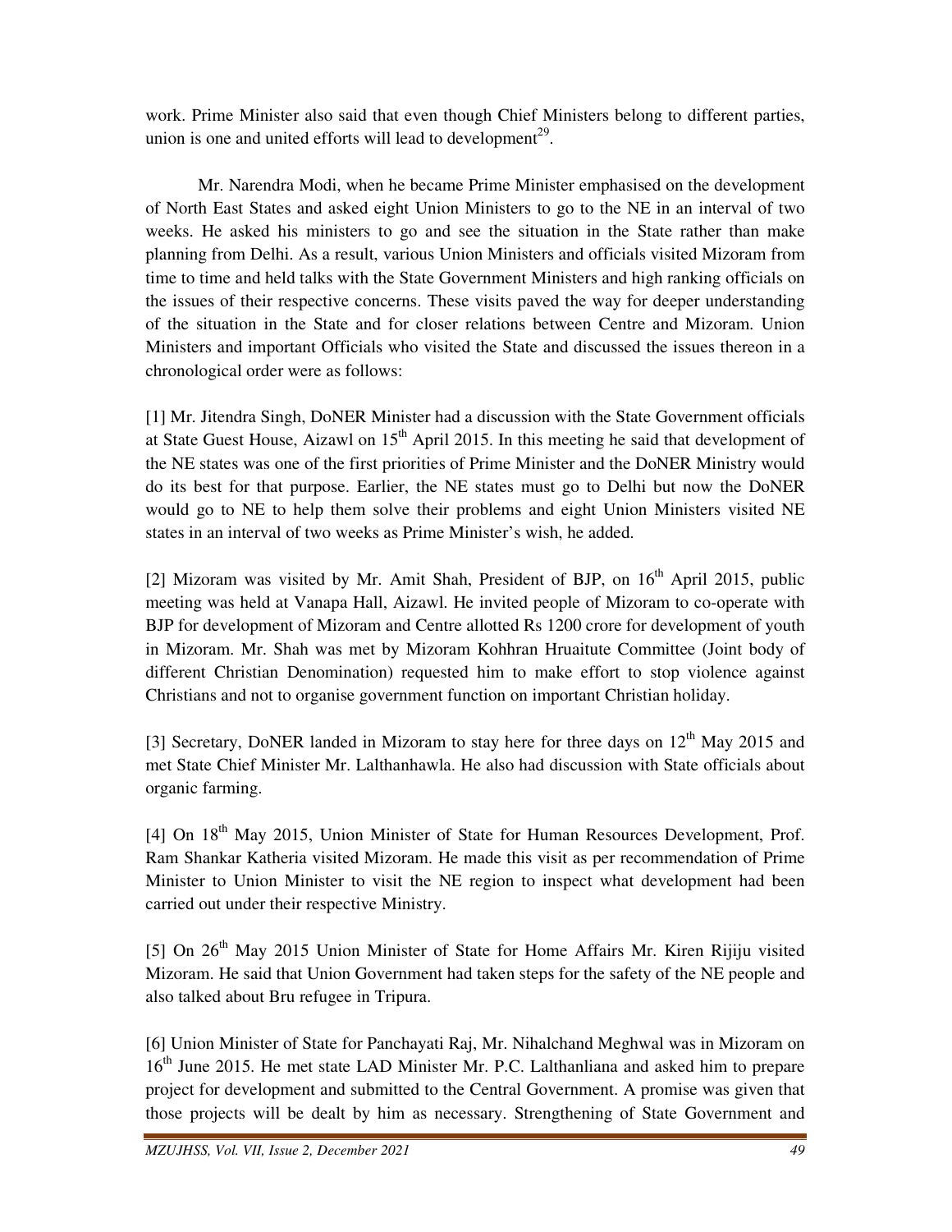work. Prime Minister also said that even though Chief Ministers belong to different parties, union is one and united efforts will lead to development[29].

Mr. Narendra Modi, when he became Prime Minister emphasised on the development of North East States and asked eight Union Ministers to go to the NE in an interval of two weeks. He asked his ministers to go and see the situation in the State rather than make planning from Delhi. As a result, various Union Ministers and officials visited Mizoram from time to time and held talks with the State Government Ministers and high ranking officials on the issues of their respective concerns. These visits paved the way for deeper understanding of the situation in the State and for closer relations between Centre and Mizoram. Union Ministers and important Officials who visited the State and discussed the issues thereon in a chronological order were as follows:

[1] Mr. Jitendra Singh, DoNER Minister had a discussion with the State Government officials at State Guest House, Aizawl on 15th April 2015. In this meeting he said that development of the NE states was one of the first priorities of Prime Minister and the DoNER Ministry would do its best for that purpose. Earlier, the NE states must go to Delhi but now the DoNER would go to NE to help them solve their problems and eight Union Ministers visited NE states in an interval of two weeks as Prime Minister's wish, he added.

[2] Mizoram was visited by Mr. Amit Shah, President of BJP, on 16th April 2015, public meeting was held at Vanapa Hall, Aizawl. He invited people of Mizoram to co-operate with BJP for development of Mizoram and Centre allotted Rs 1200 crore for development of youth in Mizoram. Mr. Shah was met by Mizoram Kohhran Hruaitute Committee (Joint body of different Christian Denomination) requested him to make effort to stop violence against Christians and not to organise government function on important Christian holiday.

[3] Secretary, DoNER landed in Mizoram to stay here for three days on 12th May 2015 and met State Chief Minister Mr. Lalthanhawla. He also had discussion with State officials about organic farming.

[4] On 18th May 2015, Union Minister of State for Human Resources Development, Prof. Ram Shankar Katheria visited Mizoram. He made this visit as per recommendation of Prime Minister to Union Minister to visit the NE region to inspect what development had been carried out under their respective Ministry.

[5] On 26th May 2015 Union Minister of State for Home Affairs Mr. Kiren Rijiju visited Mizoram. He said that Union Government had taken steps for the safety of the NE people and also talked about Bru refugee in Tripura.

[6] Union Minister of State for Panchayati Raj, Mr. Nihalchand Meghwal was in Mizoram on 16th June 2015. He met state LAD Minister Mr. P.C. Lalthanliana and asked him to prepare project for development and submitted to the Central Government. A promise was given that those projects will be dealt by him as necessary. Strengthening of State Government and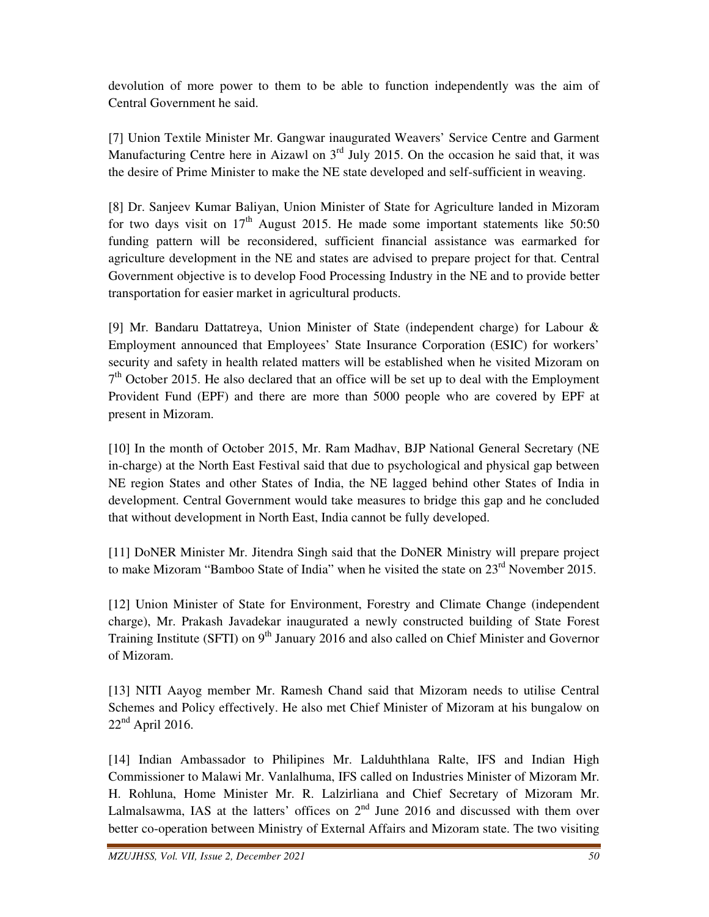devolution of more power to them to be able to function independently was the aim of Central Government he said.

[7] Union Textile Minister Mr. Gangwar inaugurated Weavers' Service Centre and Garment Manufacturing Centre here in Aizawl on 3rd July 2015. On the occasion he said that, it was the desire of Prime Minister to make the NE state developed and self-sufficient in weaving.

[8] Dr. Sanjeev Kumar Baliyan, Union Minister of State for Agriculture landed in Mizoram for two days visit on 17th August 2015. He made some important statements like 50:50 funding pattern will be reconsidered, sufficient financial assistance was earmarked for agriculture development in the NE and states are advised to prepare project for that. Central Government objective is to develop Food Processing Industry in the NE and to provide better transportation for easier market in agricultural products.

[9] Mr. Bandaru Dattatreya, Union Minister of State (independent charge) for Labour & Employment announced that Employees' State Insurance Corporation (ESIC) for workers' security and safety in health related matters will be established when he visited Mizoram on 7th October 2015. He also declared that an office will be set up to deal with the Employment Provident Fund (EPF) and there are more than 5000 people who are covered by EPF at present in Mizoram.

[10] In the month of October 2015, Mr. Ram Madhav, BJP National General Secretary (NE in-charge) at the North East Festival said that due to psychological and physical gap between NE region States and other States of India, the NE lagged behind other States of India in development. Central Government would take measures to bridge this gap and he concluded that without development in North East, India cannot be fully developed.

[11] DoNER Minister Mr. Jitendra Singh said that the DoNER Ministry will prepare project to make Mizoram "Bamboo State of India" when he visited the state on 23rd November 2015.

[12] Union Minister of State for Environment, Forestry and Climate Change (independent charge), Mr. Prakash Javadekar inaugurated a newly constructed building of State Forest Training Institute (SFTI) on 9th January 2016 and also called on Chief Minister and Governor of Mizoram.

[13] NITI Aayog member Mr. Ramesh Chand said that Mizoram needs to utilise Central Schemes and Policy effectively. He also met Chief Minister of Mizoram at his bungalow on 22nd April 2016.

[14] Indian Ambassador to Philipines Mr. Lalduhthlana Ralte, IFS and Indian High Commissioner to Malawi Mr. Vanlalhuma, IFS called on Industries Minister of Mizoram Mr. H. Rohluna, Home Minister Mr. R. Lalzirliana and Chief Secretary of Mizoram Mr. Lalmalsawma, IAS at the latters' offices on 2nd June 2016 and discussed with them over better co-operation between Ministry of External Affairs and Mizoram state. The two visiting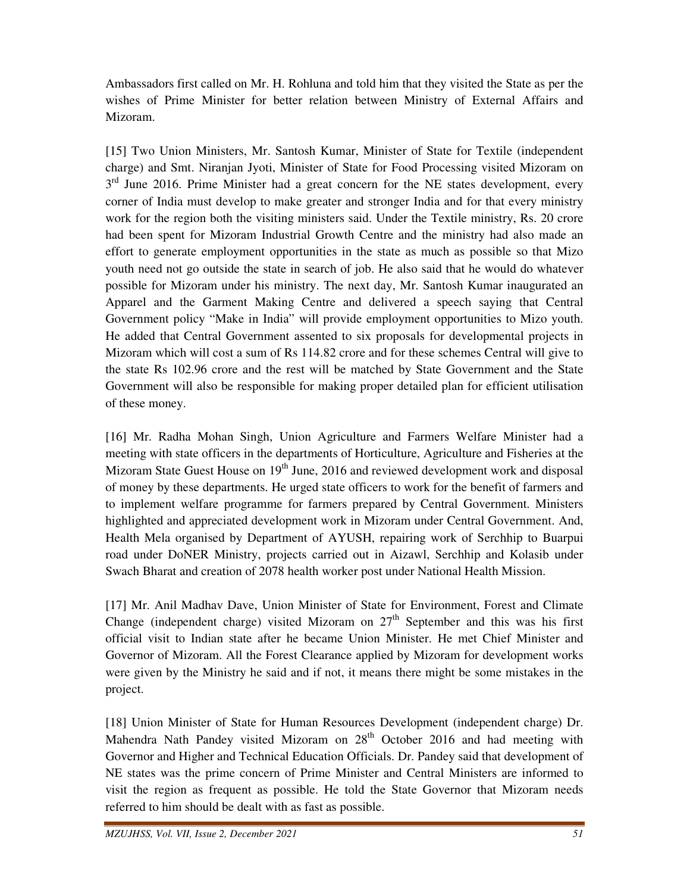Ambassadors first called on Mr. H. Rohluna and told him that they visited the State as per the wishes of Prime Minister for better relation between Ministry of External Affairs and Mizoram.

[15] Two Union Ministers, Mr. Santosh Kumar, Minister of State for Textile (independent charge) and Smt. Niranjan Jyoti, Minister of State for Food Processing visited Mizoram on 3rd June 2016. Prime Minister had a great concern for the NE states development, every corner of India must develop to make greater and stronger India and for that every ministry work for the region both the visiting ministers said. Under the Textile ministry, Rs. 20 crore had been spent for Mizoram Industrial Growth Centre and the ministry had also made an effort to generate employment opportunities in the state as much as possible so that Mizo youth need not go outside the state in search of job. He also said that he would do whatever possible for Mizoram under his ministry. The next day, Mr. Santosh Kumar inaugurated an Apparel and the Garment Making Centre and delivered a speech saying that Central Government policy "Make in India" will provide employment opportunities to Mizo youth. He added that Central Government assented to six proposals for developmental projects in Mizoram which will cost a sum of Rs 114.82 crore and for these schemes Central will give to the state Rs 102.96 crore and the rest will be matched by State Government and the State Government will also be responsible for making proper detailed plan for efficient utilisation of these money.

[16] Mr. Radha Mohan Singh, Union Agriculture and Farmers Welfare Minister had a meeting with state officers in the departments of Horticulture, Agriculture and Fisheries at the Mizoram State Guest House on 19th June, 2016 and reviewed development work and disposal of money by these departments. He urged state officers to work for the benefit of farmers and to implement welfare programme for farmers prepared by Central Government. Ministers highlighted and appreciated development work in Mizoram under Central Government. And, Health Mela organised by Department of AYUSH, repairing work of Serchhip to Buarpui road under DoNER Ministry, projects carried out in Aizawl, Serchhip and Kolasib under Swach Bharat and creation of 2078 health worker post under National Health Mission.

[17] Mr. Anil Madhav Dave, Union Minister of State for Environment, Forest and Climate Change (independent charge) visited Mizoram on 27th September and this was his first official visit to Indian state after he became Union Minister. He met Chief Minister and Governor of Mizoram. All the Forest Clearance applied by Mizoram for development works were given by the Ministry he said and if not, it means there might be some mistakes in the project.

[18] Union Minister of State for Human Resources Development (independent charge) Dr. Mahendra Nath Pandey visited Mizoram on 28th October 2016 and had meeting with Governor and Higher and Technical Education Officials. Dr. Pandey said that development of NE states was the prime concern of Prime Minister and Central Ministers are informed to visit the region as frequent as possible. He told the State Governor that Mizoram needs referred to him should be dealt with as fast as possible.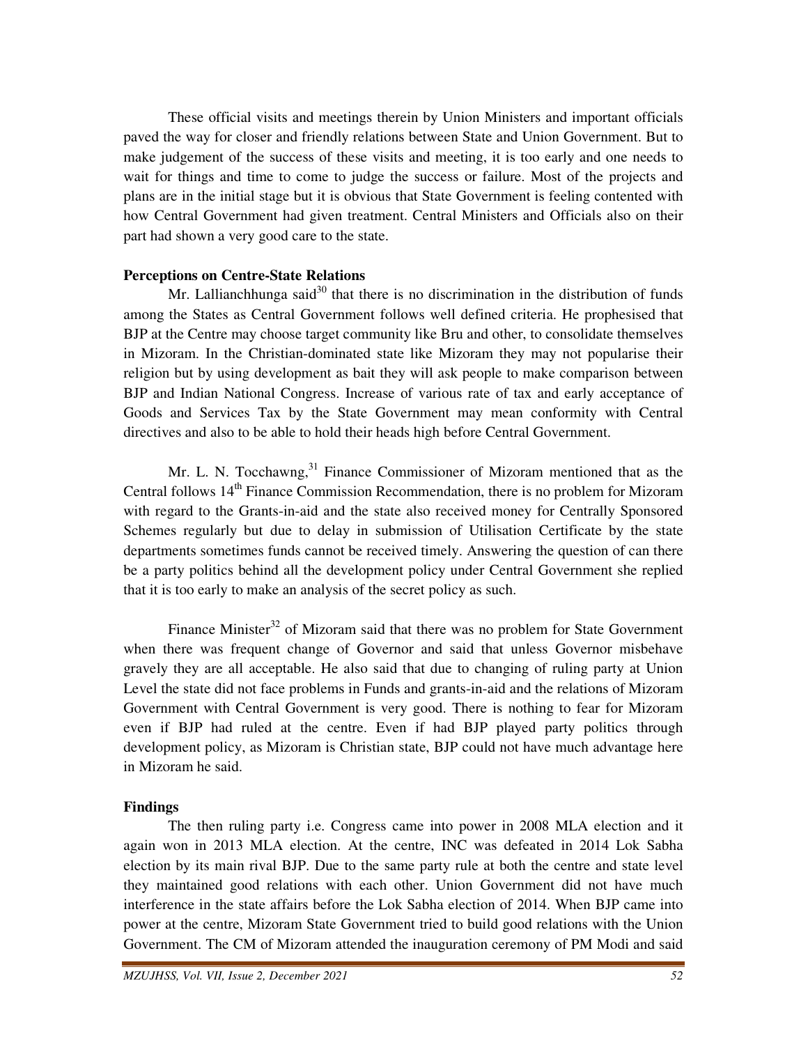These official visits and meetings therein by Union Ministers and important officials paved the way for closer and friendly relations between State and Union Government. But to make judgement of the success of these visits and meeting, it is too early and one needs to wait for things and time to come to judge the success or failure. Most of the projects and plans are in the initial stage but it is obvious that State Government is feeling contented with how Central Government had given treatment. Central Ministers and Officials also on their part had shown a very good care to the state.

**Perceptions on Centre-State Relations**

Mr. Lallianchhunga said[30] that there is no discrimination in the distribution of funds among the States as Central Government follows well defined criteria. He prophesised that BJP at the Centre may choose target community like Bru and other, to consolidate themselves in Mizoram. In the Christian-dominated state like Mizoram they may not popularise their religion but by using development as bait they will ask people to make comparison between BJP and Indian National Congress. Increase of various rate of tax and early acceptance of Goods and Services Tax by the State Government may mean conformity with Central directives and also to be able to hold their heads high before Central Government.

Mr. L. N. Tocchawng,[31] Finance Commissioner of Mizoram mentioned that as the Central follows 14th Finance Commission Recommendation, there is no problem for Mizoram with regard to the Grants-in-aid and the state also received money for Centrally Sponsored Schemes regularly but due to delay in submission of Utilisation Certificate by the state departments sometimes funds cannot be received timely. Answering the question of can there be a party politics behind all the development policy under Central Government she replied that it is too early to make an analysis of the secret policy as such.

Finance Minister[32] of Mizoram said that there was no problem for State Government when there was frequent change of Governor and said that unless Governor misbehave gravely they are all acceptable. He also said that due to changing of ruling party at Union Level the state did not face problems in Funds and grants-in-aid and the relations of Mizoram Government with Central Government is very good. There is nothing to fear for Mizoram even if BJP had ruled at the centre. Even if had BJP played party politics through development policy, as Mizoram is Christian state, BJP could not have much advantage here in Mizoram he said.

**Findings**

The then ruling party i.e. Congress came into power in 2008 MLA election and it again won in 2013 MLA election. At the centre, INC was defeated in 2014 Lok Sabha election by its main rival BJP. Due to the same party rule at both the centre and state level they maintained good relations with each other. Union Government did not have much interference in the state affairs before the Lok Sabha election of 2014. When BJP came into power at the centre, Mizoram State Government tried to build good relations with the Union Government. The CM of Mizoram attended the inauguration ceremony of PM Modi and said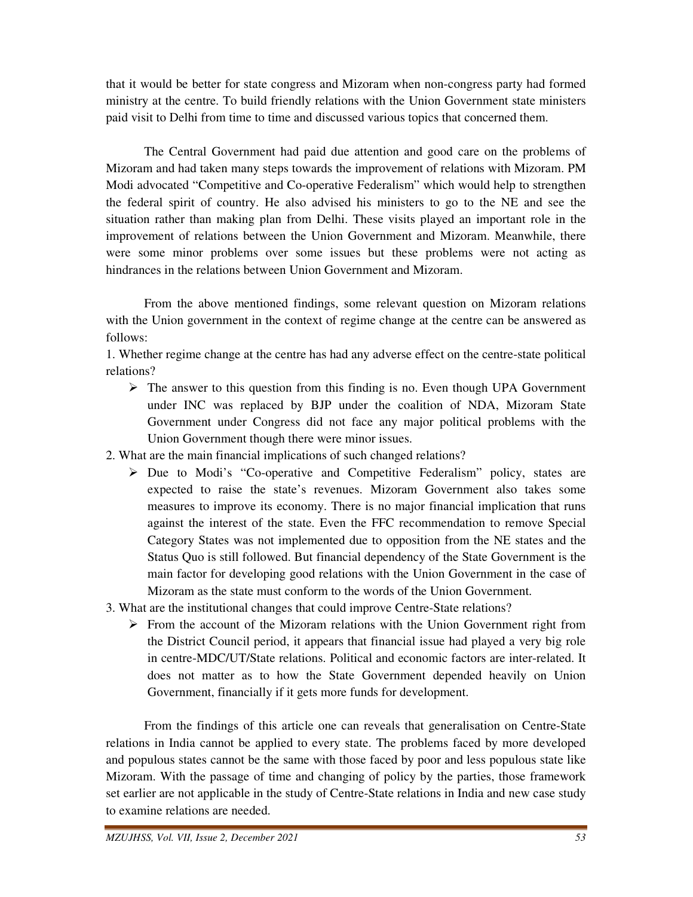that it would be better for state congress and Mizoram when non-congress party had formed ministry at the centre. To build friendly relations with the Union Government state ministers paid visit to Delhi from time to time and discussed various topics that concerned them.

The Central Government had paid due attention and good care on the problems of Mizoram and had taken many steps towards the improvement of relations with Mizoram. PM Modi advocated "Competitive and Co-operative Federalism" which would help to strengthen the federal spirit of country. He also advised his ministers to go to the NE and see the situation rather than making plan from Delhi. These visits played an important role in the improvement of relations between the Union Government and Mizoram. Meanwhile, there were some minor problems over some issues but these problems were not acting as hindrances in the relations between Union Government and Mizoram.

From the above mentioned findings, some relevant question on Mizoram relations with the Union government in the context of regime change at the centre can be answered as follows:

1. Whether regime change at the centre has had any adverse effect on the centre-state political relations?
   - The answer to this question from this finding is no. Even though UPA Government under INC was replaced by BJP under the coalition of NDA, Mizoram State Government under Congress did not face any major political problems with the Union Government though there were minor issues.
2. What are the main financial implications of such changed relations?
   - Due to Modi's "Co-operative and Competitive Federalism" policy, states are expected to raise the state's revenues. Mizoram Government also takes some measures to improve its economy. There is no major financial implication that runs against the interest of the state. Even the FFC recommendation to remove Special Category States was not implemented due to opposition from the NE states and the Status Quo is still followed. But financial dependency of the State Government is the main factor for developing good relations with the Union Government in the case of Mizoram as the state must conform to the words of the Union Government.
3. What are the institutional changes that could improve Centre-State relations?
   - From the account of the Mizoram relations with the Union Government right from the District Council period, it appears that financial issue had played a very big role in centre-MDC/UT/State relations. Political and economic factors are inter-related. It does not matter as to how the State Government depended heavily on Union Government, financially if it gets more funds for development.

From the findings of this article one can reveals that generalisation on Centre-State relations in India cannot be applied to every state. The problems faced by more developed and populous states cannot be the same with those faced by poor and less populous state like Mizoram. With the passage of time and changing of policy by the parties, those framework set earlier are not applicable in the study of Centre-State relations in India and new case study to examine relations are needed.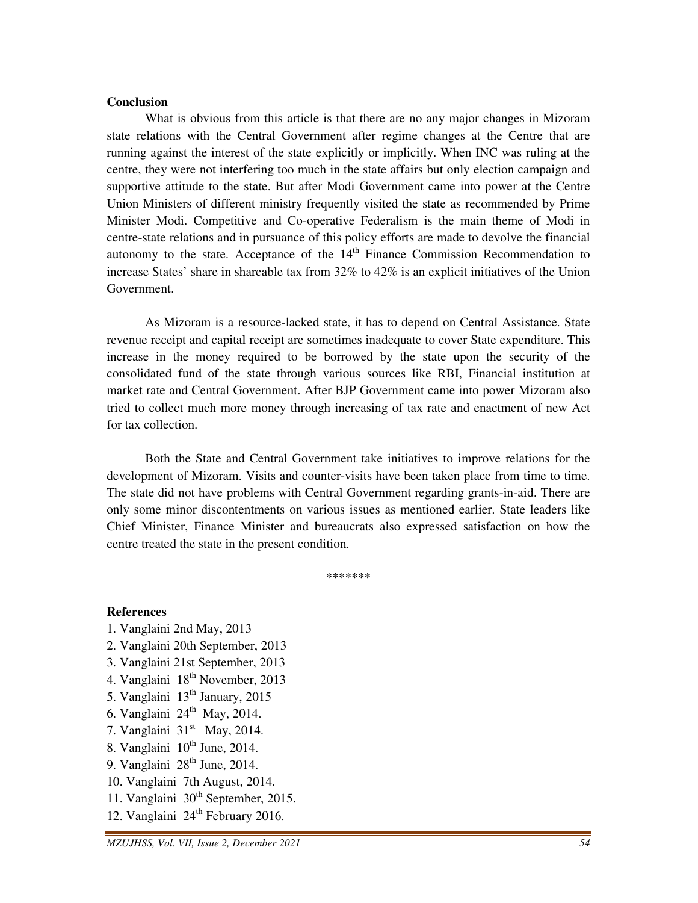**Conclusion**

What is obvious from this article is that there are no any major changes in Mizoram state relations with the Central Government after regime changes at the Centre that are running against the interest of the state explicitly or implicitly. When INC was ruling at the centre, they were not interfering too much in the state affairs but only election campaign and supportive attitude to the state. But after Modi Government came into power at the Centre Union Ministers of different ministry frequently visited the state as recommended by Prime Minister Modi. Competitive and Co-operative Federalism is the main theme of Modi in centre-state relations and in pursuance of this policy efforts are made to devolve the financial autonomy to the state. Acceptance of the 14th Finance Commission Recommendation to increase States' share in shareable tax from 32% to 42% is an explicit initiatives of the Union Government.

As Mizoram is a resource-lacked state, it has to depend on Central Assistance. State revenue receipt and capital receipt are sometimes inadequate to cover State expenditure. This increase in the money required to be borrowed by the state upon the security of the consolidated fund of the state through various sources like RBI, Financial institution at market rate and Central Government. After BJP Government came into power Mizoram also tried to collect much more money through increasing of tax rate and enactment of new Act for tax collection.

Both the State and Central Government take initiatives to improve relations for the development of Mizoram. Visits and counter-visits have been taken place from time to time. The state did not have problems with Central Government regarding grants-in-aid. There are only some minor discontentments on various issues as mentioned earlier. State leaders like Chief Minister, Finance Minister and bureaucrats also expressed satisfaction on how the centre treated the state in the present condition.

*******

**References**

1. Vanglaini 2nd May, 2013
2. Vanglaini 20th September, 2013
3. Vanglaini 21st September, 2013
4. Vanglaini 18th November, 2013
5. Vanglaini 13th January, 2015
6. Vanglaini 24th May, 2014.
7. Vanglaini 31st May, 2014.
8. Vanglaini 10th June, 2014.
9. Vanglaini 28th June, 2014.
10. Vanglaini 7th August, 2014.
11. Vanglaini 30th September, 2015.
12. Vanglaini 24th February 2016.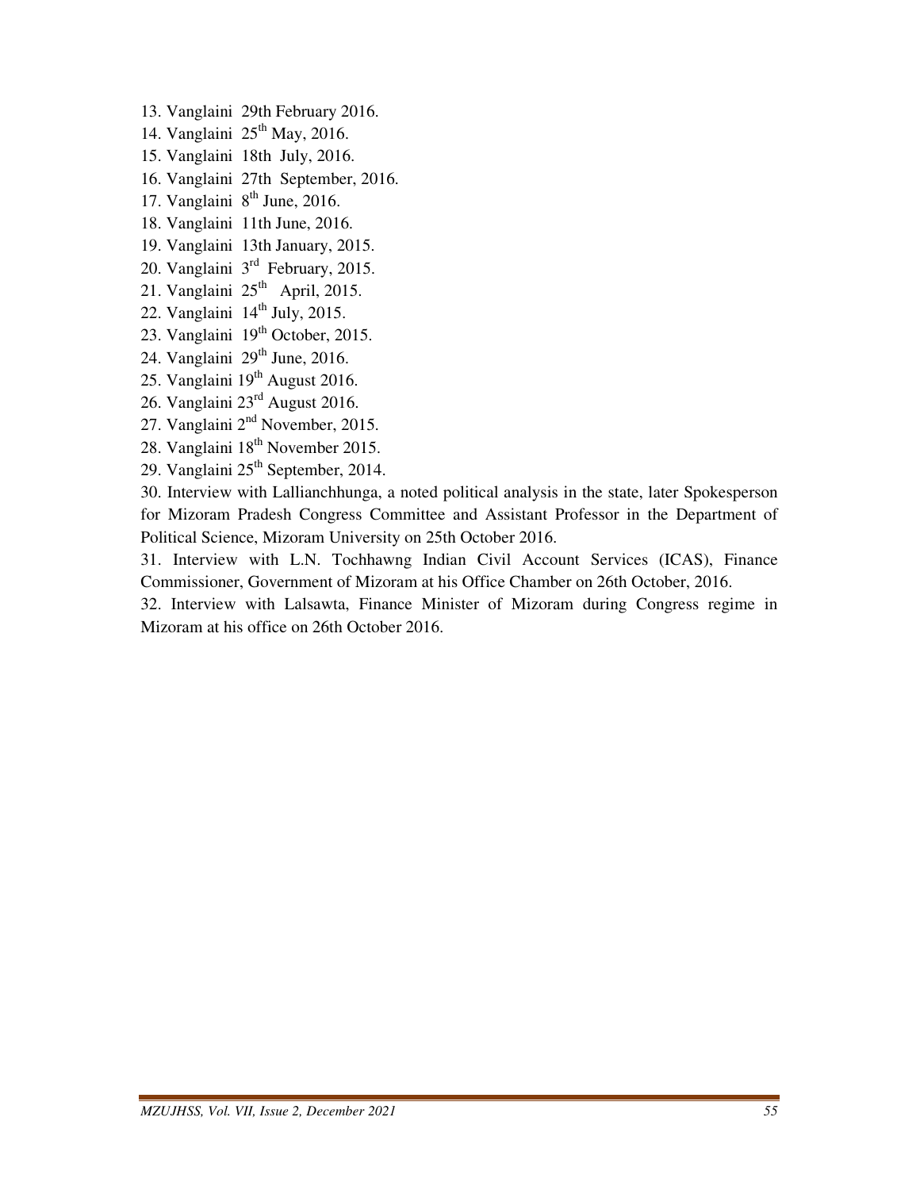13. Vanglaini 29th February 2016.
14. Vanglaini 25th May, 2016.
15. Vanglaini 18th July, 2016.
16. Vanglaini 27th September, 2016.
17. Vanglaini 8th June, 2016.
18. Vanglaini 11th June, 2016.
19. Vanglaini 13th January, 2015.
20. Vanglaini 3rd February, 2015.
21. Vanglaini 25th April, 2015.
22. Vanglaini 14th July, 2015.
23. Vanglaini 19th October, 2015.
24. Vanglaini 29th June, 2016.
25. Vanglaini 19th August 2016.
26. Vanglaini 23rd August 2016.
27. Vanglaini 2nd November, 2015.
28. Vanglaini 18th November 2015.
29. Vanglaini 25th September, 2014.
30. Interview with Lallianchhunga, a noted political analysis in the state, later Spokesperson for Mizoram Pradesh Congress Committee and Assistant Professor in the Department of Political Science, Mizoram University on 25th October 2016.
31. Interview with L.N. Tochhawng Indian Civil Account Services (ICAS), Finance Commissioner, Government of Mizoram at his Office Chamber on 26th October, 2016.
32. Interview with Lalsawta, Finance Minister of Mizoram during Congress regime in Mizoram at his office on 26th October 2016.